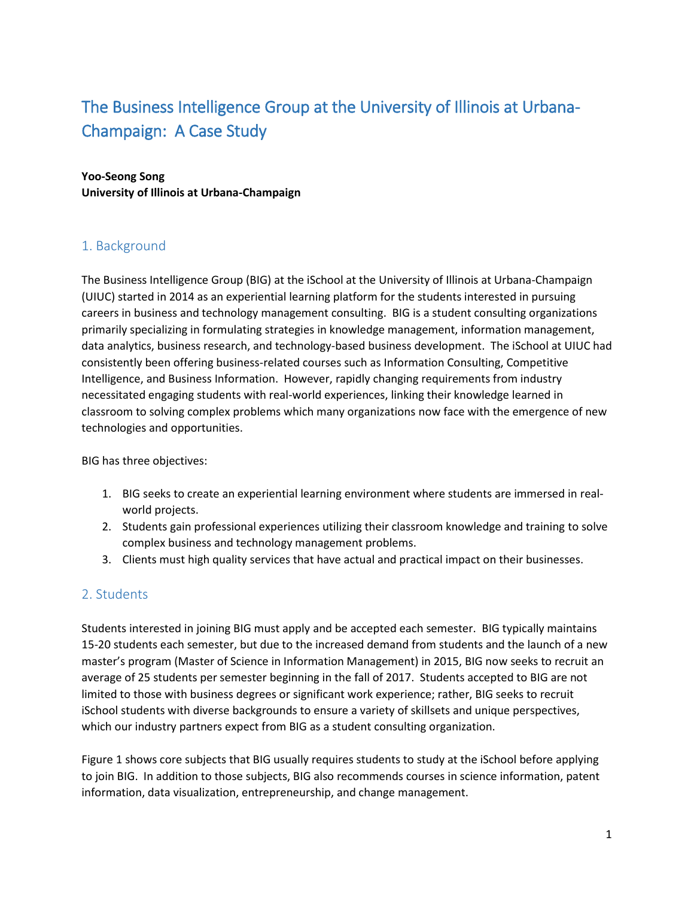# The Business Intelligence Group at the University of Illinois at Urbana-Champaign: A Case Study

**Yoo-Seong Song**
**University of Illinois at Urbana-Champaign**

## 1. Background

The Business Intelligence Group (BIG) at the iSchool at the University of Illinois at Urbana-Champaign (UIUC) started in 2014 as an experiential learning platform for the students interested in pursuing careers in business and technology management consulting. BIG is a student consulting organizations primarily specializing in formulating strategies in knowledge management, information management, data analytics, business research, and technology-based business development. The iSchool at UIUC had consistently been offering business-related courses such as Information Consulting, Competitive Intelligence, and Business Information. However, rapidly changing requirements from industry necessitated engaging students with real-world experiences, linking their knowledge learned in classroom to solving complex problems which many organizations now face with the emergence of new technologies and opportunities.

BIG has three objectives:

1. BIG seeks to create an experiential learning environment where students are immersed in real-world projects.
2. Students gain professional experiences utilizing their classroom knowledge and training to solve complex business and technology management problems.
3. Clients must high quality services that have actual and practical impact on their businesses.

## 2. Students

Students interested in joining BIG must apply and be accepted each semester. BIG typically maintains 15-20 students each semester, but due to the increased demand from students and the launch of a new master's program (Master of Science in Information Management) in 2015, BIG now seeks to recruit an average of 25 students per semester beginning in the fall of 2017. Students accepted to BIG are not limited to those with business degrees or significant work experience; rather, BIG seeks to recruit iSchool students with diverse backgrounds to ensure a variety of skillsets and unique perspectives, which our industry partners expect from BIG as a student consulting organization.

Figure 1 shows core subjects that BIG usually requires students to study at the iSchool before applying to join BIG. In addition to those subjects, BIG also recommends courses in science information, patent information, data visualization, entrepreneurship, and change management.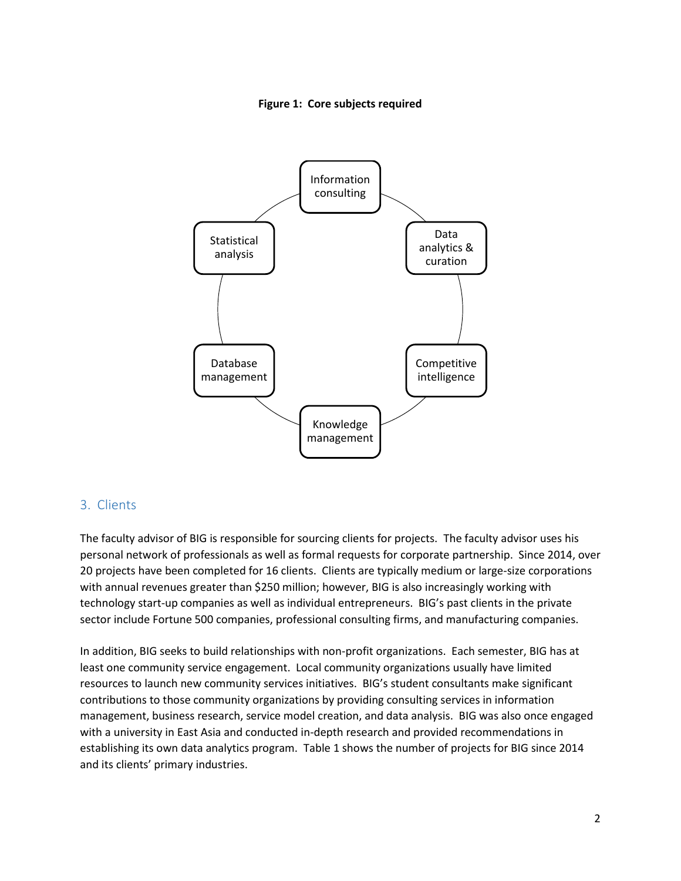**Figure 1: Core subjects required**

Information consulting

Data analytics & curation

Competitive intelligence

Knowledge management

Database management

Statistical analysis

## 3. Clients

The faculty advisor of BIG is responsible for sourcing clients for projects. The faculty advisor uses his personal network of professionals as well as formal requests for corporate partnership. Since 2014, over 20 projects have been completed for 16 clients. Clients are typically medium or large-size corporations with annual revenues greater than $250 million; however, BIG is also increasingly working with technology start-up companies as well as individual entrepreneurs. BIG's past clients in the private sector include Fortune 500 companies, professional consulting firms, and manufacturing companies.

In addition, BIG seeks to build relationships with non-profit organizations. Each semester, BIG has at least one community service engagement. Local community organizations usually have limited resources to launch new community services initiatives. BIG's student consultants make significant contributions to those community organizations by providing consulting services in information management, business research, service model creation, and data analysis. BIG was also once engaged with a university in East Asia and conducted in-depth research and provided recommendations in establishing its own data analytics program. Table 1 shows the number of projects for BIG since 2014 and its clients' primary industries.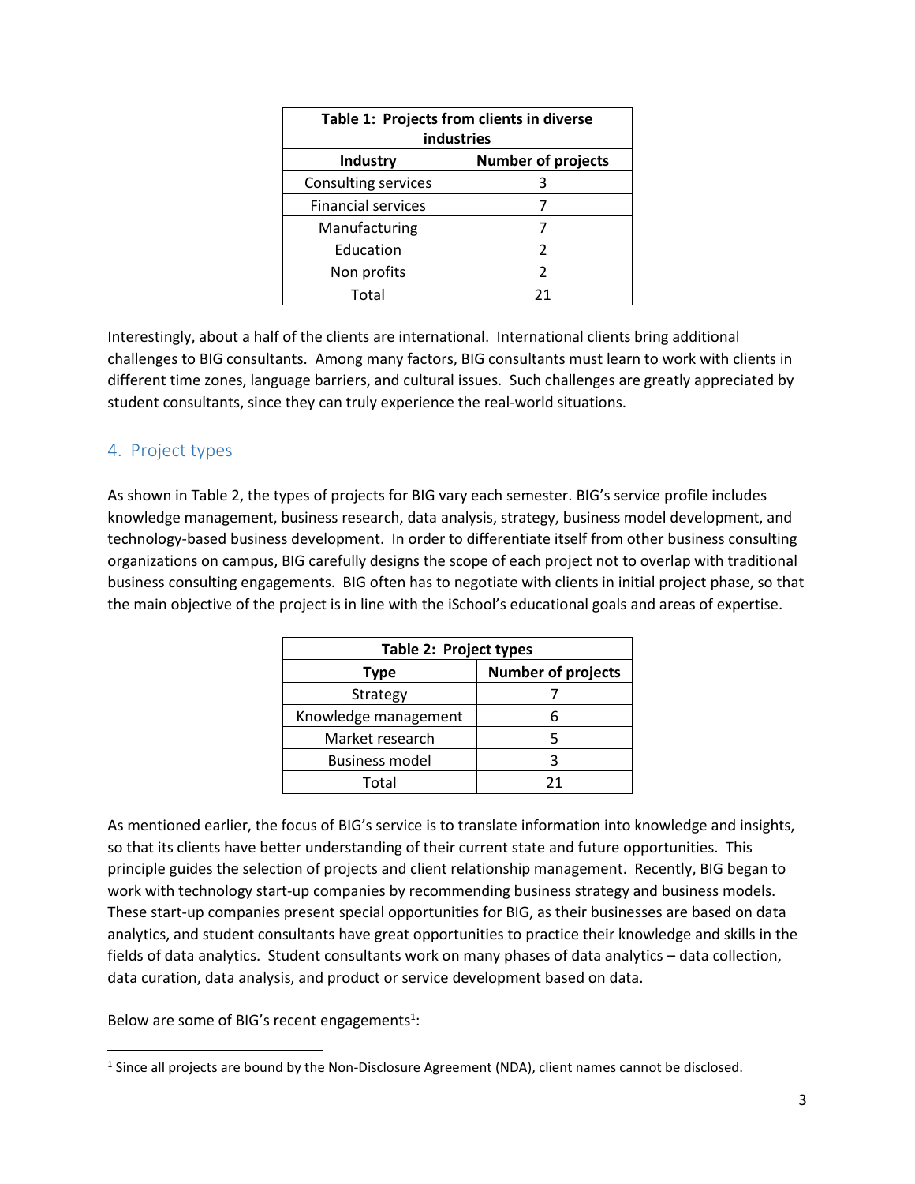| Table 1: Projects from clients in diverse industries | |
|---|---|
| **Industry** | **Number of projects** |
| Consulting services | 3 |
| Financial services | 7 |
| Manufacturing | 7 |
| Education | 2 |
| Non profits | 2 |
| Total | 21 |

Interestingly, about a half of the clients are international. International clients bring additional challenges to BIG consultants. Among many factors, BIG consultants must learn to work with clients in different time zones, language barriers, and cultural issues. Such challenges are greatly appreciated by student consultants, since they can truly experience the real-world situations.

## 4. Project types

As shown in Table 2, the types of projects for BIG vary each semester. BIG's service profile includes knowledge management, business research, data analysis, strategy, business model development, and technology-based business development. In order to differentiate itself from other business consulting organizations on campus, BIG carefully designs the scope of each project not to overlap with traditional business consulting engagements. BIG often has to negotiate with clients in initial project phase, so that the main objective of the project is in line with the iSchool's educational goals and areas of expertise.

| Table 2: Project types | |
|---|---|
| **Type** | **Number of projects** |
| Strategy | 7 |
| Knowledge management | 6 |
| Market research | 5 |
| Business model | 3 |
| Total | 21 |

As mentioned earlier, the focus of BIG's service is to translate information into knowledge and insights, so that its clients have better understanding of their current state and future opportunities. This principle guides the selection of projects and client relationship management. Recently, BIG began to work with technology start-up companies by recommending business strategy and business models. These start-up companies present special opportunities for BIG, as their businesses are based on data analytics, and student consultants have great opportunities to practice their knowledge and skills in the fields of data analytics. Student consultants work on many phases of data analytics – data collection, data curation, data analysis, and product or service development based on data.

Below are some of BIG's recent engagements[1]:

[1] Since all projects are bound by the Non-Disclosure Agreement (NDA), client names cannot be disclosed.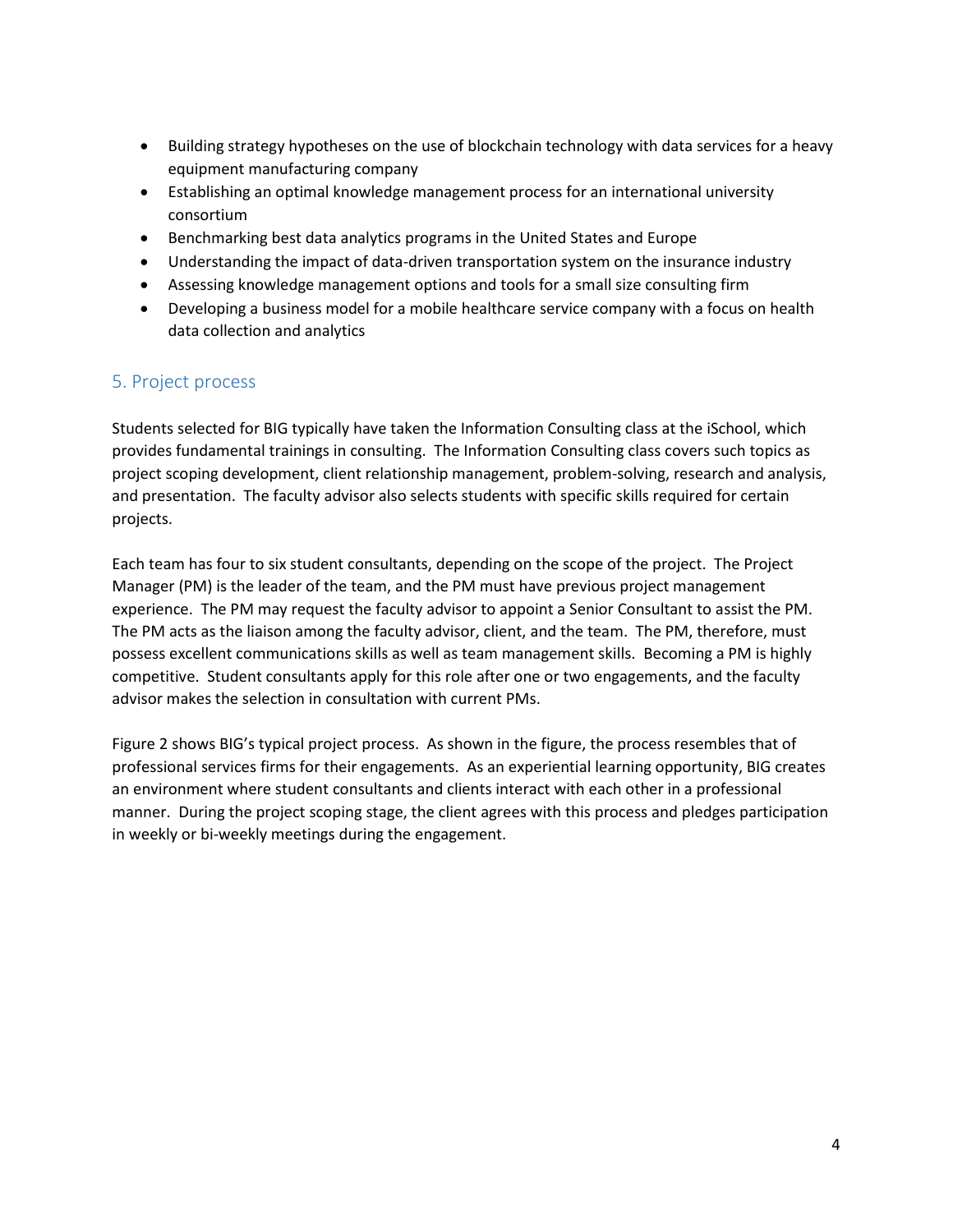- Building strategy hypotheses on the use of blockchain technology with data services for a heavy equipment manufacturing company
- Establishing an optimal knowledge management process for an international university consortium
- Benchmarking best data analytics programs in the United States and Europe
- Understanding the impact of data-driven transportation system on the insurance industry
- Assessing knowledge management options and tools for a small size consulting firm
- Developing a business model for a mobile healthcare service company with a focus on health data collection and analytics

## 5. Project process

Students selected for BIG typically have taken the Information Consulting class at the iSchool, which provides fundamental trainings in consulting. The Information Consulting class covers such topics as project scoping development, client relationship management, problem-solving, research and analysis, and presentation. The faculty advisor also selects students with specific skills required for certain projects.

Each team has four to six student consultants, depending on the scope of the project. The Project Manager (PM) is the leader of the team, and the PM must have previous project management experience. The PM may request the faculty advisor to appoint a Senior Consultant to assist the PM. The PM acts as the liaison among the faculty advisor, client, and the team. The PM, therefore, must possess excellent communications skills as well as team management skills. Becoming a PM is highly competitive. Student consultants apply for this role after one or two engagements, and the faculty advisor makes the selection in consultation with current PMs.

Figure 2 shows BIG's typical project process. As shown in the figure, the process resembles that of professional services firms for their engagements. As an experiential learning opportunity, BIG creates an environment where student consultants and clients interact with each other in a professional manner. During the project scoping stage, the client agrees with this process and pledges participation in weekly or bi-weekly meetings during the engagement.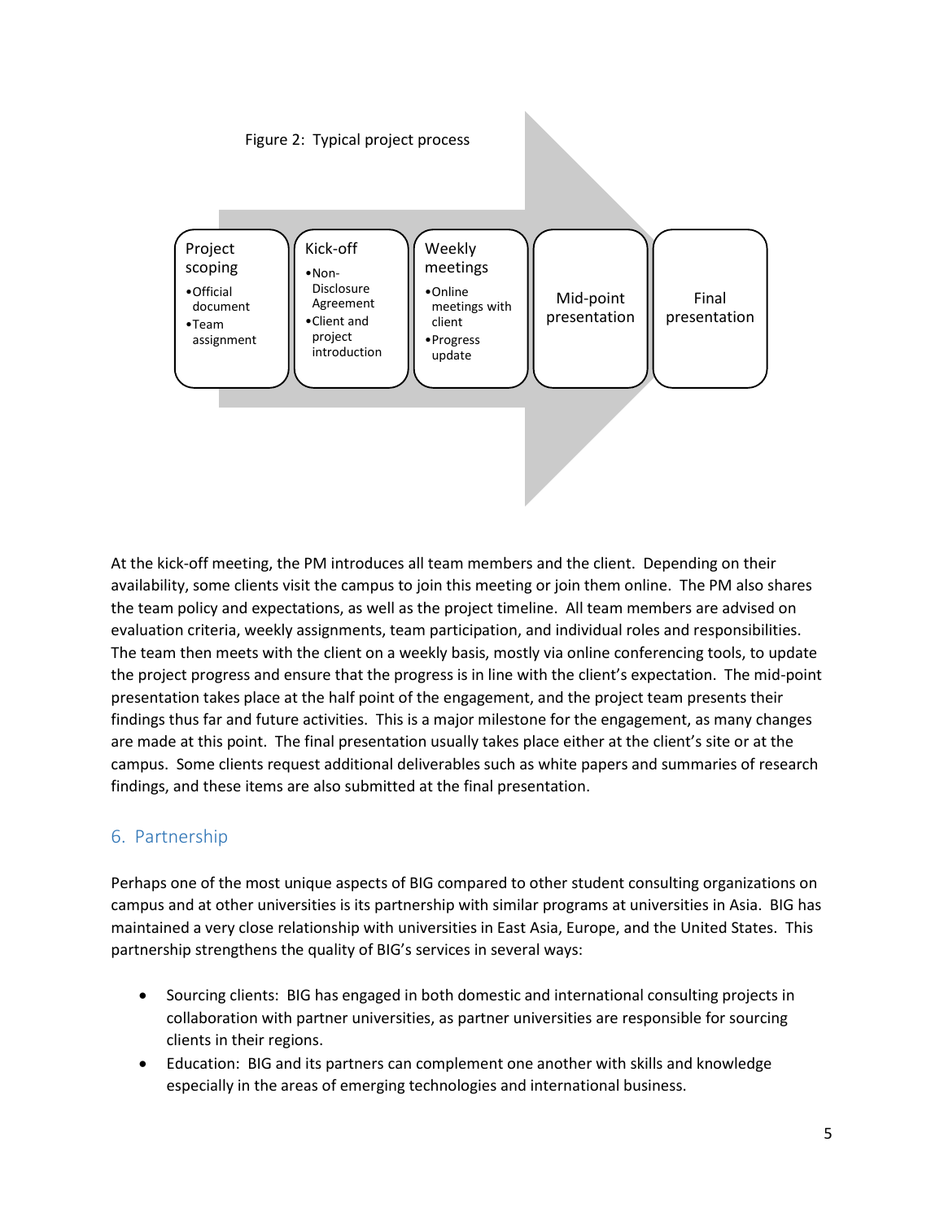Figure 2: Typical project process

- **Project scoping**
  - Official document
  - Team assignment
- **Kick-off**
  - Non-Disclosure Agreement
  - Client and project introduction
- **Weekly meetings**
  - Online meetings with client
  - Progress update
- **Mid-point presentation**
- **Final presentation**

At the kick-off meeting, the PM introduces all team members and the client. Depending on their availability, some clients visit the campus to join this meeting or join them online. The PM also shares the team policy and expectations, as well as the project timeline. All team members are advised on evaluation criteria, weekly assignments, team participation, and individual roles and responsibilities. The team then meets with the client on a weekly basis, mostly via online conferencing tools, to update the project progress and ensure that the progress is in line with the client's expectation. The mid-point presentation takes place at the half point of the engagement, and the project team presents their findings thus far and future activities. This is a major milestone for the engagement, as many changes are made at this point. The final presentation usually takes place either at the client's site or at the campus. Some clients request additional deliverables such as white papers and summaries of research findings, and these items are also submitted at the final presentation.

## 6. Partnership

Perhaps one of the most unique aspects of BIG compared to other student consulting organizations on campus and at other universities is its partnership with similar programs at universities in Asia. BIG has maintained a very close relationship with universities in East Asia, Europe, and the United States. This partnership strengthens the quality of BIG's services in several ways:

- Sourcing clients: BIG has engaged in both domestic and international consulting projects in collaboration with partner universities, as partner universities are responsible for sourcing clients in their regions.
- Education: BIG and its partners can complement one another with skills and knowledge especially in the areas of emerging technologies and international business.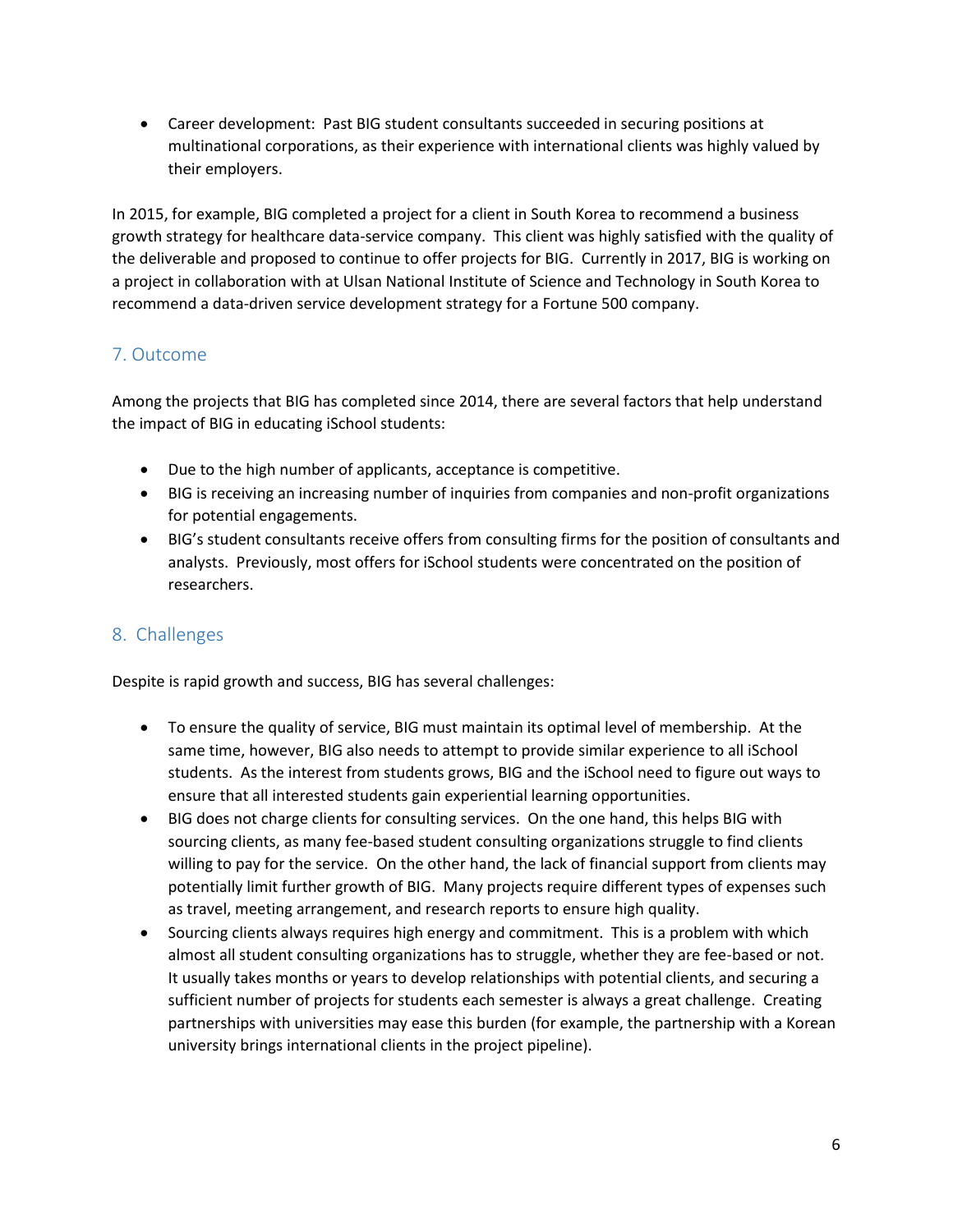- Career development: Past BIG student consultants succeeded in securing positions at multinational corporations, as their experience with international clients was highly valued by their employers.

In 2015, for example, BIG completed a project for a client in South Korea to recommend a business growth strategy for healthcare data-service company. This client was highly satisfied with the quality of the deliverable and proposed to continue to offer projects for BIG. Currently in 2017, BIG is working on a project in collaboration with at Ulsan National Institute of Science and Technology in South Korea to recommend a data-driven service development strategy for a Fortune 500 company.

## 7. Outcome

Among the projects that BIG has completed since 2014, there are several factors that help understand the impact of BIG in educating iSchool students:

- Due to the high number of applicants, acceptance is competitive.
- BIG is receiving an increasing number of inquiries from companies and non-profit organizations for potential engagements.
- BIG's student consultants receive offers from consulting firms for the position of consultants and analysts. Previously, most offers for iSchool students were concentrated on the position of researchers.

## 8. Challenges

Despite is rapid growth and success, BIG has several challenges:

- To ensure the quality of service, BIG must maintain its optimal level of membership. At the same time, however, BIG also needs to attempt to provide similar experience to all iSchool students. As the interest from students grows, BIG and the iSchool need to figure out ways to ensure that all interested students gain experiential learning opportunities.
- BIG does not charge clients for consulting services. On the one hand, this helps BIG with sourcing clients, as many fee-based student consulting organizations struggle to find clients willing to pay for the service. On the other hand, the lack of financial support from clients may potentially limit further growth of BIG. Many projects require different types of expenses such as travel, meeting arrangement, and research reports to ensure high quality.
- Sourcing clients always requires high energy and commitment. This is a problem with which almost all student consulting organizations has to struggle, whether they are fee-based or not. It usually takes months or years to develop relationships with potential clients, and securing a sufficient number of projects for students each semester is always a great challenge. Creating partnerships with universities may ease this burden (for example, the partnership with a Korean university brings international clients in the project pipeline).